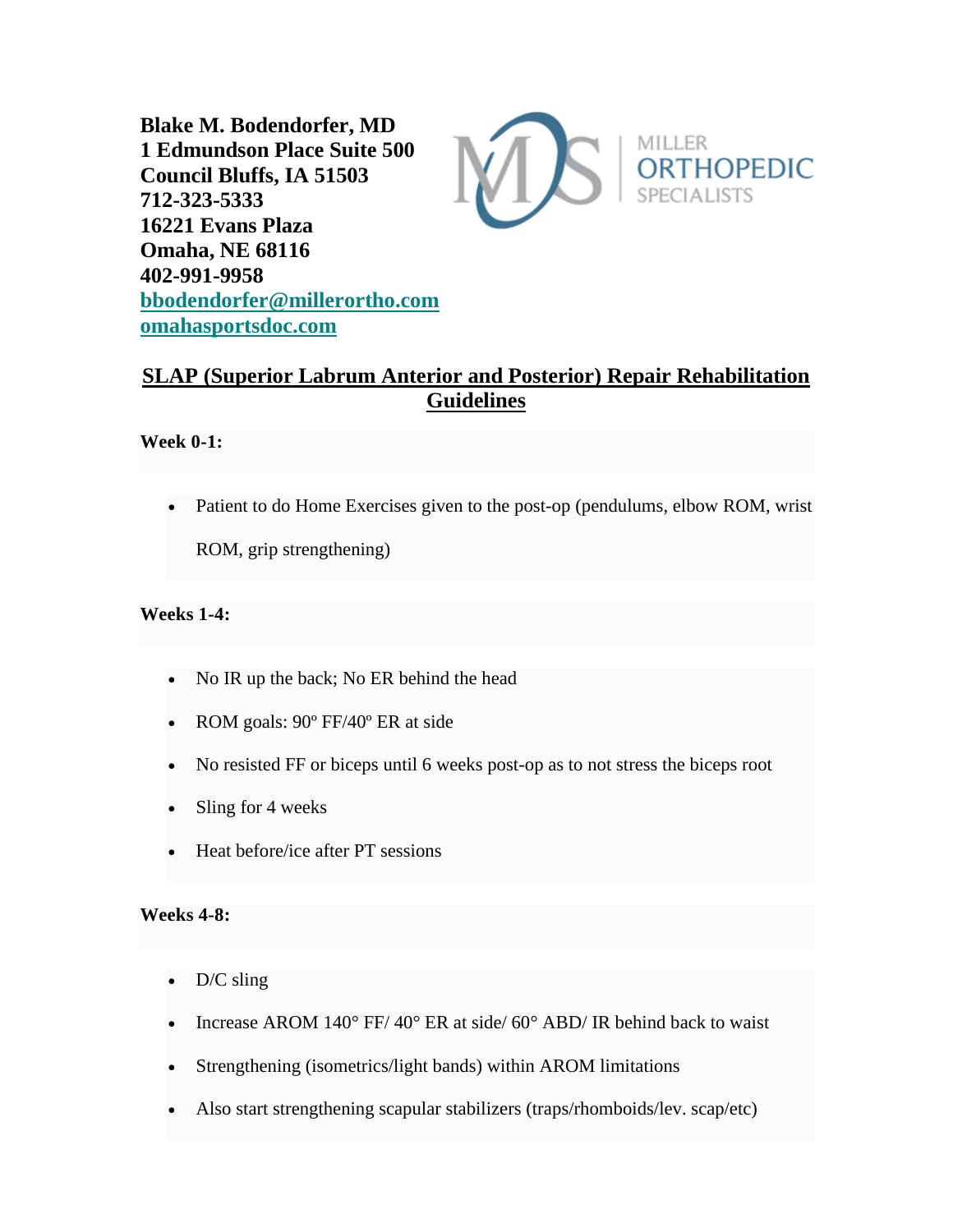**Blake M. Bodendorfer, MD**
**1 Edmundson Place Suite 500**
**Council Bluffs, IA 51503**
**712-323-5333**
**16221 Evans Plaza**
**Omaha, NE 68116**
**402-991-9958**
**bbodendorfer@millerortho.com**
**omahasportsdoc.com**

MILLER ORTHOPEDIC SPECIALISTS

## SLAP (Superior Labrum Anterior and Posterior) Repair Rehabilitation Guidelines

**Week 0-1:**

- Patient to do Home Exercises given to the post-op (pendulums, elbow ROM, wrist ROM, grip strengthening)

**Weeks 1-4:**

- No IR up the back; No ER behind the head
- ROM goals: 90º FF/40º ER at side
- No resisted FF or biceps until 6 weeks post-op as to not stress the biceps root
- Sling for 4 weeks
- Heat before/ice after PT sessions

**Weeks 4-8:**

- D/C sling
- Increase AROM 140° FF/ 40° ER at side/ 60° ABD/ IR behind back to waist
- Strengthening (isometrics/light bands) within AROM limitations
- Also start strengthening scapular stabilizers (traps/rhomboids/lev. scap/etc)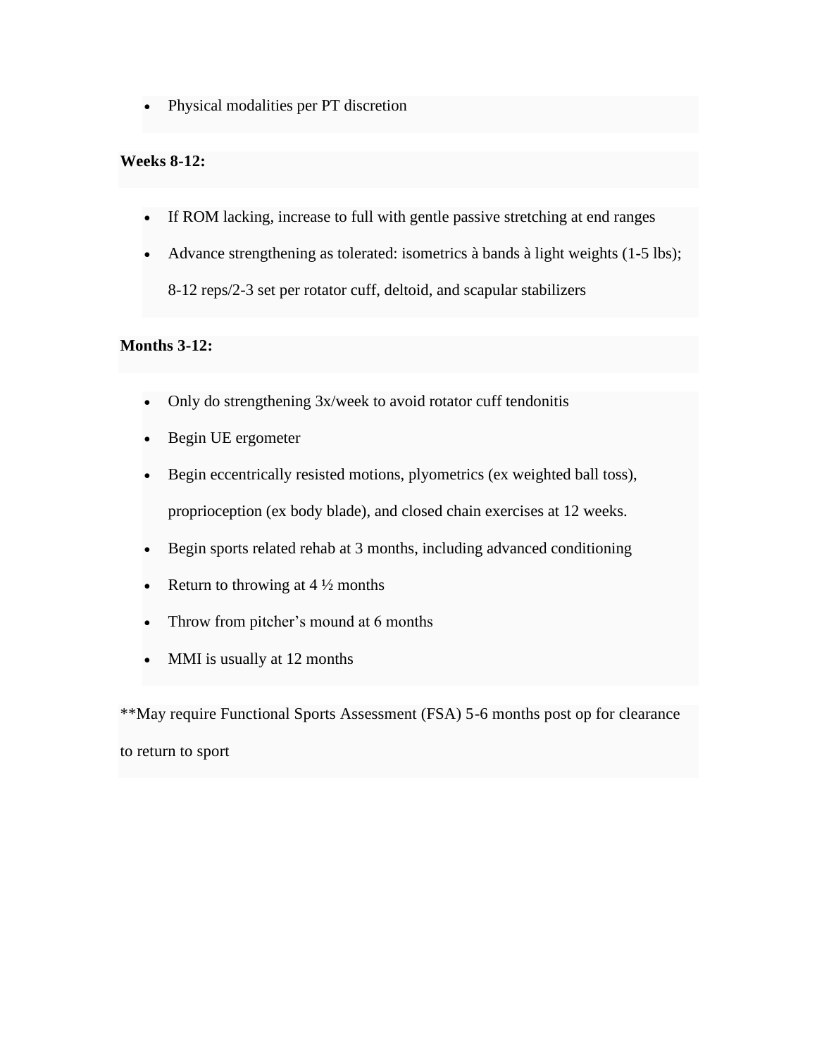- Physical modalities per PT discretion

**Weeks 8-12:**

- If ROM lacking, increase to full with gentle passive stretching at end ranges
- Advance strengthening as tolerated: isometrics à bands à light weights (1-5 lbs); 8-12 reps/2-3 set per rotator cuff, deltoid, and scapular stabilizers

**Months 3-12:**

- Only do strengthening 3x/week to avoid rotator cuff tendonitis
- Begin UE ergometer
- Begin eccentrically resisted motions, plyometrics (ex weighted ball toss), proprioception (ex body blade), and closed chain exercises at 12 weeks.
- Begin sports related rehab at 3 months, including advanced conditioning
- Return to throwing at 4 ½ months
- Throw from pitcher's mound at 6 months
- MMI is usually at 12 months

**May require Functional Sports Assessment (FSA) 5-6 months post op for clearance to return to sport